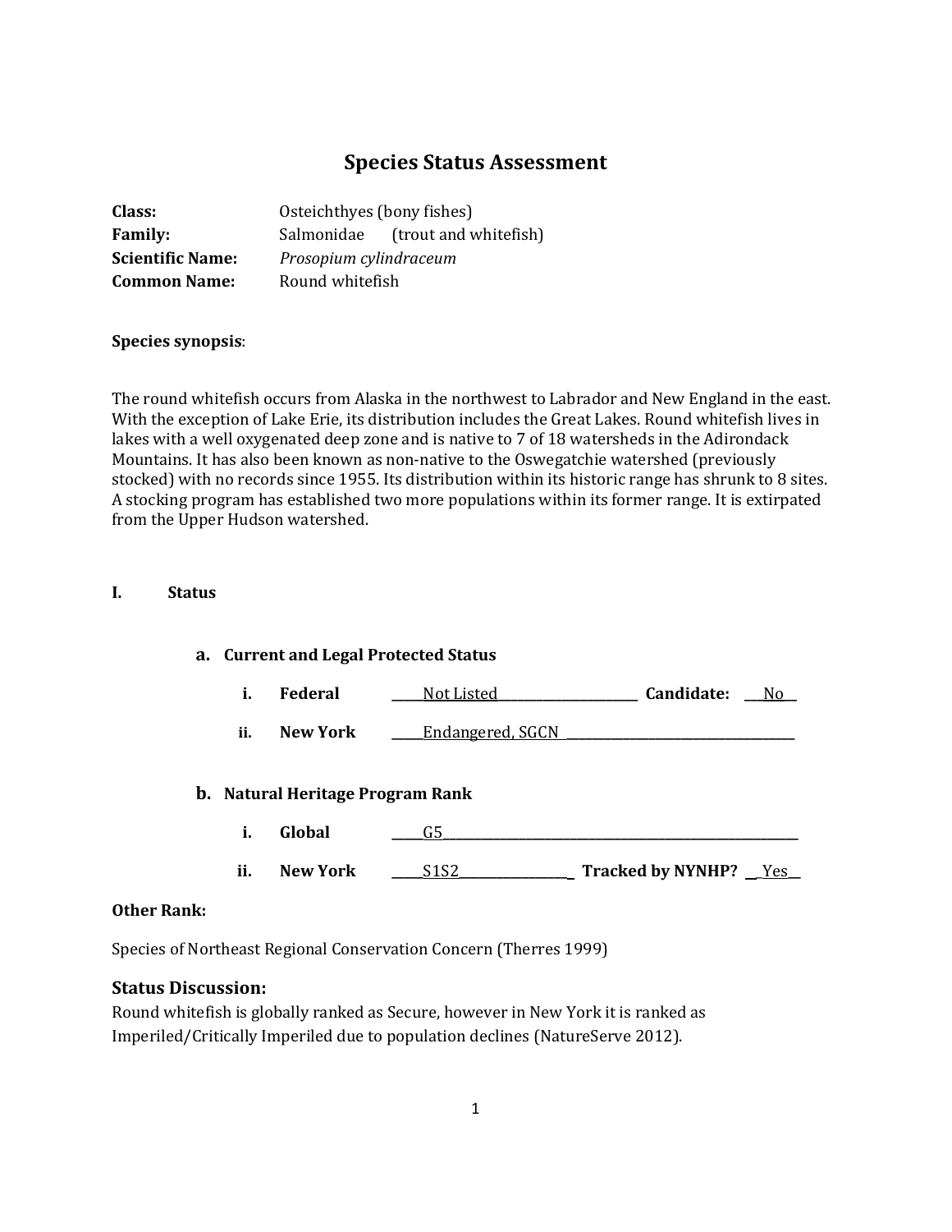# Species Status Assessment

**Class:** Osteichthyes (bony fishes)
**Family:** Salmonidae (trout and whitefish)
**Scientific Name:** *Prosopium cylindraceum*
**Common Name:** Round whitefish

**Species synopsis**:

The round whitefish occurs from Alaska in the northwest to Labrador and New England in the east. With the exception of Lake Erie, its distribution includes the Great Lakes. Round whitefish lives in lakes with a well oxygenated deep zone and is native to 7 of 18 watersheds in the Adirondack Mountains. It has also been known as non-native to the Oswegatchie watershed (previously stocked) with no records since 1955. Its distribution within its historic range has shrunk to 8 sites. A stocking program has established two more populations within its former range. It is extirpated from the Upper Hudson watershed.

## I. Status

### a. Current and Legal Protected Status

i. **Federal** Not Listed **Candidate:** No

ii. **New York** Endangered, SGCN

### b. Natural Heritage Program Rank

i. **Global** G5

ii. **New York** S1S2 **Tracked by NYNHP?** Yes

**Other Rank:**

Species of Northeast Regional Conservation Concern (Therres 1999)

### Status Discussion:

Round whitefish is globally ranked as Secure, however in New York it is ranked as Imperiled/Critically Imperiled due to population declines (NatureServe 2012).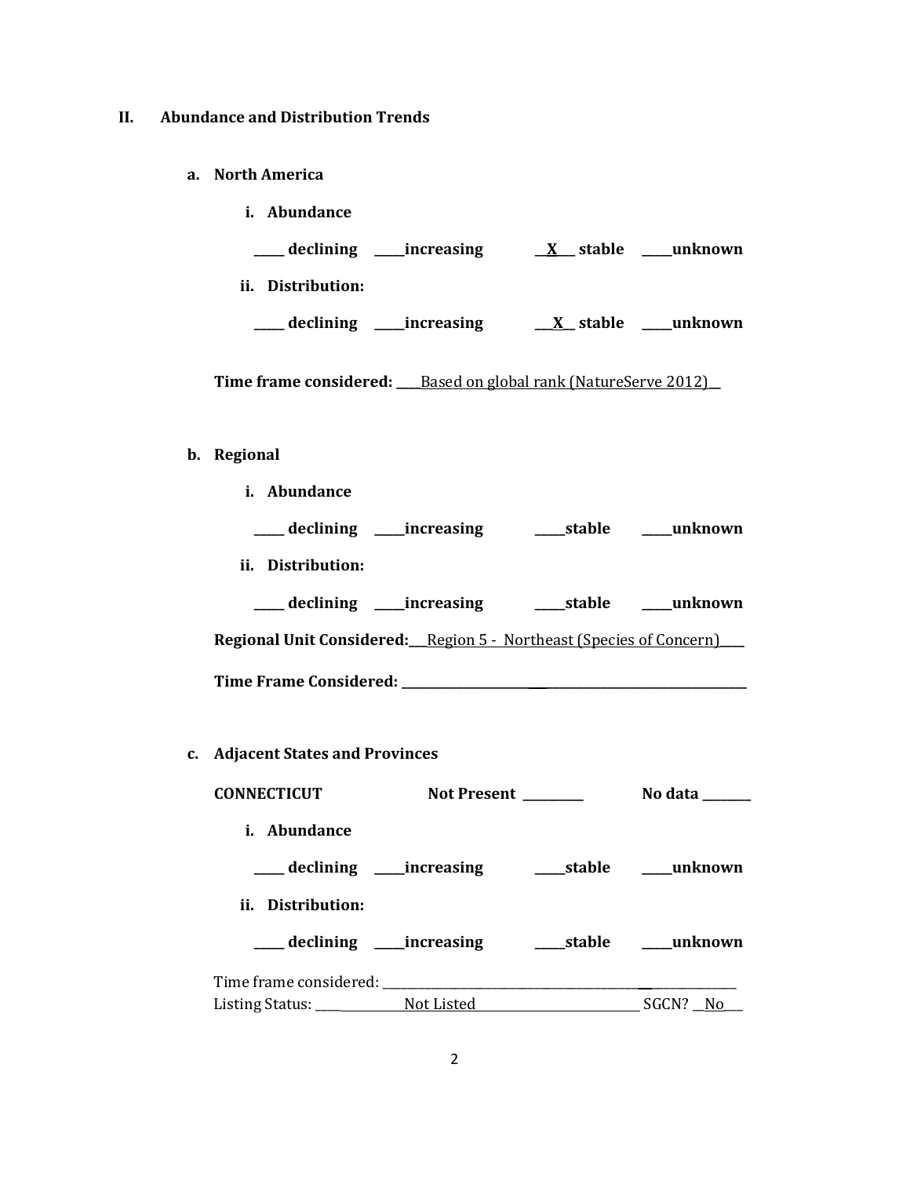## II. Abundance and Distribution Trends

### a. North America

**i. Abundance**

**_____ declining _____increasing __X___ stable _____unknown**

**ii. Distribution:**

**_____ declining _____increasing ___X__ stable _____unknown**

**Time frame considered:** ____Based on global rank (NatureServe 2012)__

### b. Regional

**i. Abundance**

**_____ declining _____increasing _____stable _____unknown**

**ii. Distribution:**

**_____ declining _____increasing _____stable _____unknown**

**Regional Unit Considered:**__Region 5 - Northeast (Species of Concern)____

**Time Frame Considered:** ________________________________________________

### c. Adjacent States and Provinces

**CONNECTICUT** **Not Present** _________ **No data** _______

**i. Abundance**

**_____ declining _____increasing _____stable _____unknown**

**ii. Distribution:**

**_____ declining _____increasing _____stable _____unknown**

Time frame considered: ________________________________________________

Listing Status: ____ Not Listed ____________ SGCN? __No___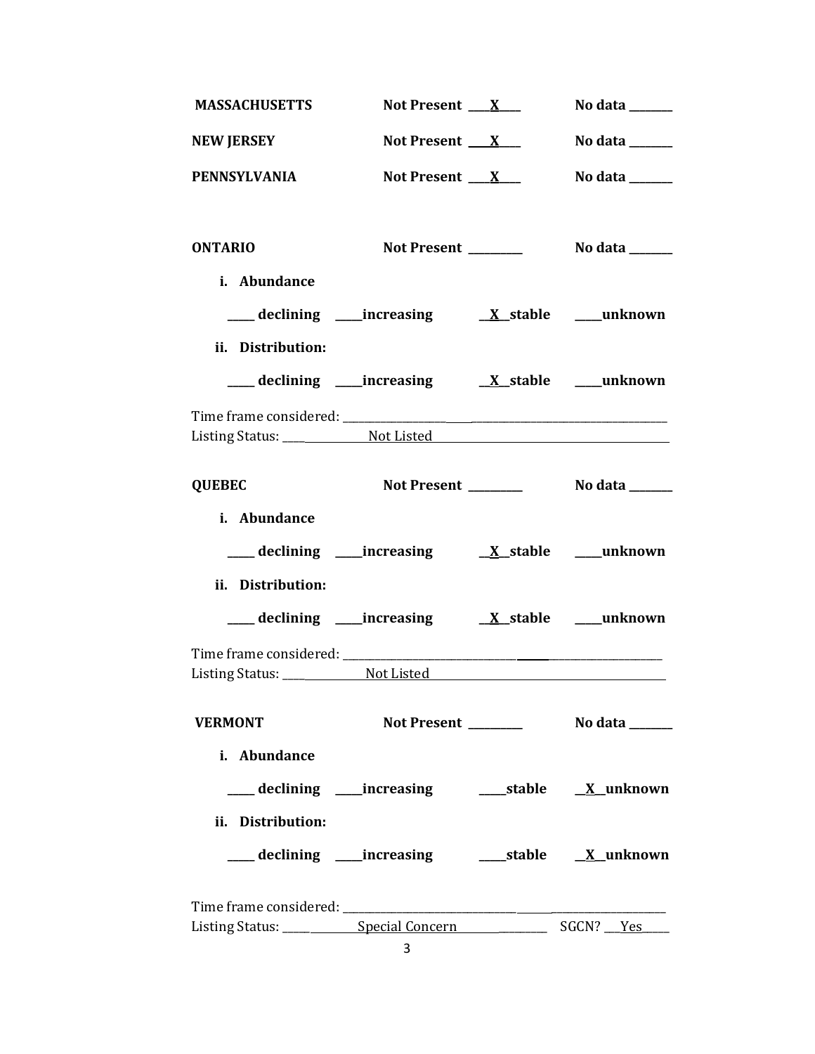**MASSACHUSETTS** Not Present __X__ No data ______

**NEW JERSEY** Not Present __X__ No data ______

**PENNSYLVANIA** Not Present __X__ No data ______

**ONTARIO** Not Present ______ No data ______

**i. Abundance**

____ **declining** ____**increasing** __X__**stable** ____**unknown**

**ii. Distribution:**

____ **declining** ____**increasing** __X__**stable** ____**unknown**

Time frame considered: ______________________________

Listing Status: ____ Not Listed ____________________

**QUEBEC** Not Present ______ No data ______

**i. Abundance**

____ **declining** ____**increasing** __X__**stable** ____**unknown**

**ii. Distribution:**

____ **declining** ____**increasing** __X__**stable** ____**unknown**

Time frame considered: ______________________________

Listing Status: ____ Not Listed ____________________

**VERMONT** Not Present ______ No data ______

**i. Abundance**

____ **declining** ____**increasing** ____**stable** __X__**unknown**

**ii. Distribution:**

____ **declining** ____**increasing** ____**stable** __X__**unknown**

Time frame considered: ______________________________

Listing Status: ____ Special Concern ________ SGCN? __Yes__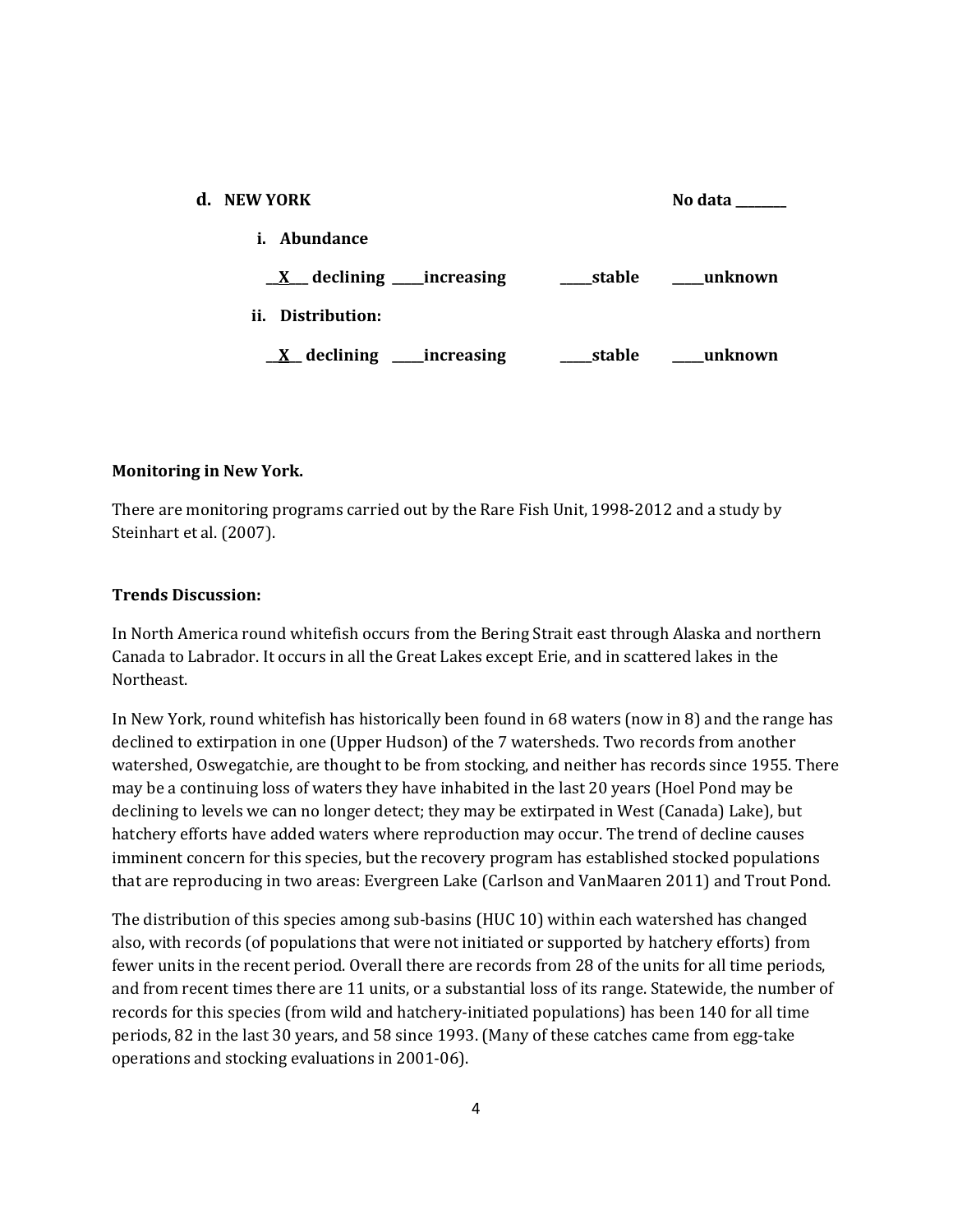**d. NEW YORK** **No data \_\_\_\_\_\_\_\_**

**i. Abundance**

**\_\_X\_\_ declining \_\_\_\_\_increasing \_\_\_\_\_stable \_\_\_\_\_unknown**

**ii. Distribution:**

**\_\_X\_\_ declining \_\_\_\_\_increasing \_\_\_\_\_stable \_\_\_\_\_unknown**

**Monitoring in New York.**

There are monitoring programs carried out by the Rare Fish Unit, 1998-2012 and a study by Steinhart et al. (2007).

**Trends Discussion:**

In North America round whitefish occurs from the Bering Strait east through Alaska and northern Canada to Labrador. It occurs in all the Great Lakes except Erie, and in scattered lakes in the Northeast.

In New York, round whitefish has historically been found in 68 waters (now in 8) and the range has declined to extirpation in one (Upper Hudson) of the 7 watersheds. Two records from another watershed, Oswegatchie, are thought to be from stocking, and neither has records since 1955. There may be a continuing loss of waters they have inhabited in the last 20 years (Hoel Pond may be declining to levels we can no longer detect; they may be extirpated in West (Canada) Lake), but hatchery efforts have added waters where reproduction may occur. The trend of decline causes imminent concern for this species, but the recovery program has established stocked populations that are reproducing in two areas: Evergreen Lake (Carlson and VanMaaren 2011) and Trout Pond.

The distribution of this species among sub-basins (HUC 10) within each watershed has changed also, with records (of populations that were not initiated or supported by hatchery efforts) from fewer units in the recent period. Overall there are records from 28 of the units for all time periods, and from recent times there are 11 units, or a substantial loss of its range. Statewide, the number of records for this species (from wild and hatchery-initiated populations) has been 140 for all time periods, 82 in the last 30 years, and 58 since 1993. (Many of these catches came from egg-take operations and stocking evaluations in 2001-06).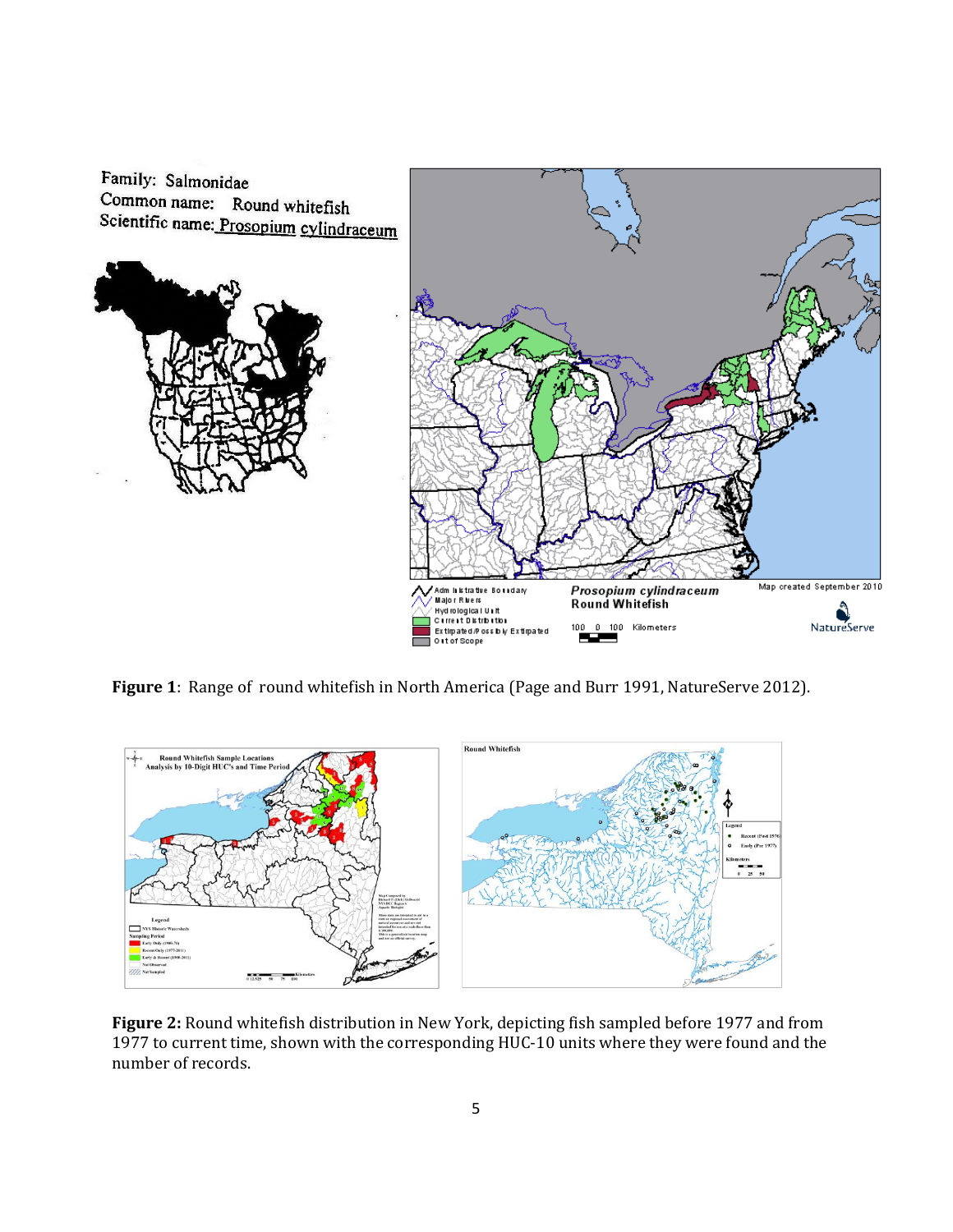Family: Salmonidae

Common name: Round whitefish

Scientific name: Prosopium cylindraceum

**Figure 1**: Range of round whitefish in North America (Page and Burr 1991, NatureServe 2012).

**Figure 2:** Round whitefish distribution in New York, depicting fish sampled before 1977 and from 1977 to current time, shown with the corresponding HUC-10 units where they were found and the number of records.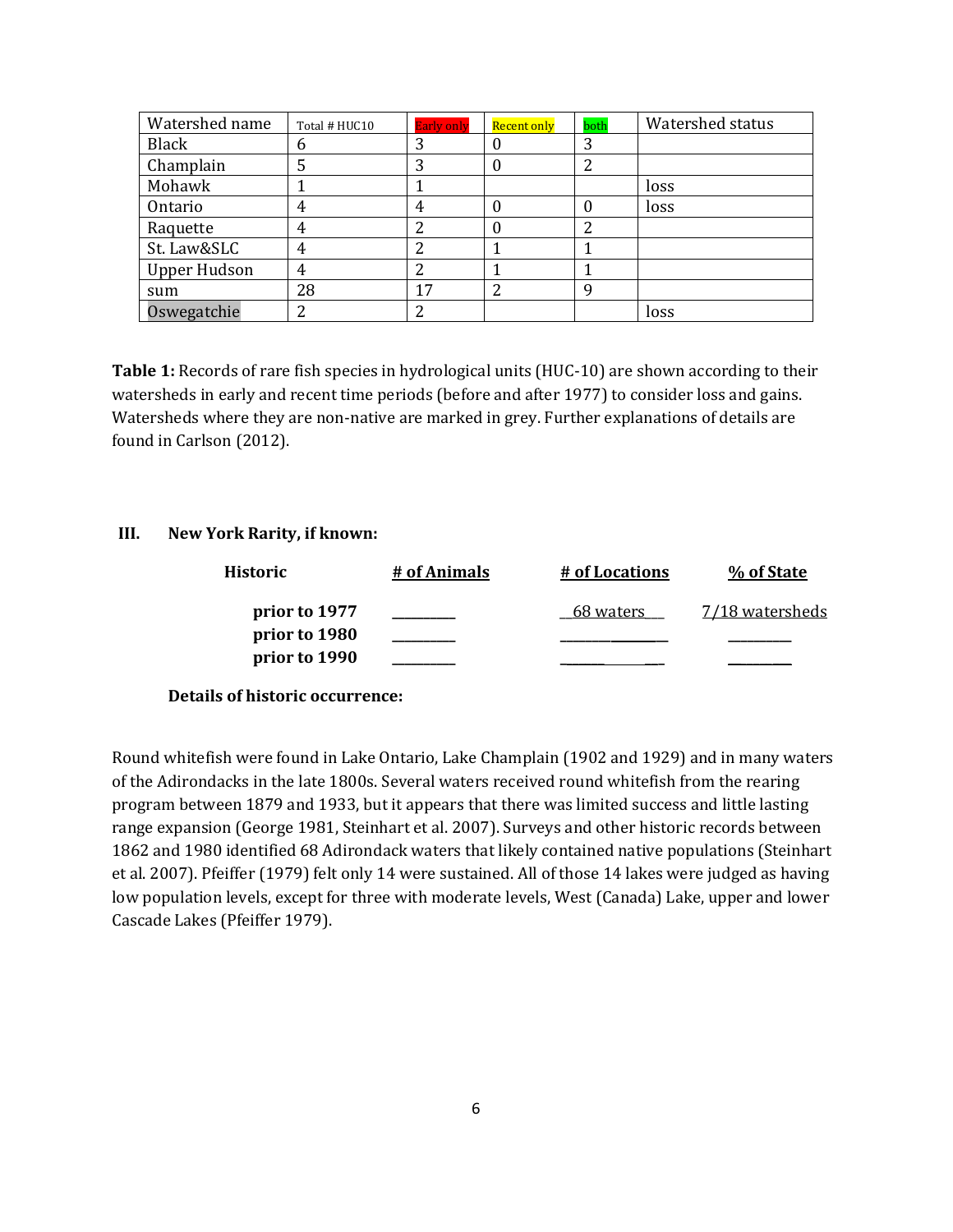| Watershed name | Total # HUC10 | Early only | Recent only | both | Watershed status |
|---|---|---|---|---|---|
| Black | 6 | 3 | 0 | 3 | |
| Champlain | 5 | 3 | 0 | 2 | |
| Mohawk | 1 | 1 | | | loss |
| Ontario | 4 | 4 | 0 | 0 | loss |
| Raquette | 4 | 2 | 0 | 2 | |
| St. Law&SLC | 4 | 2 | 1 | 1 | |
| Upper Hudson | 4 | 2 | 1 | 1 | |
| sum | 28 | 17 | 2 | 9 | |
| Oswegatchie | 2 | 2 | | | loss |

**Table 1:** Records of rare fish species in hydrological units (HUC-10) are shown according to their watersheds in early and recent time periods (before and after 1977) to consider loss and gains. Watersheds where they are non-native are marked in grey. Further explanations of details are found in Carlson (2012).

### III. New York Rarity, if known:

| Historic | # of Animals | # of Locations | % of State |
|---|---|---|---|
| prior to 1977 | _________ | 68 waters | 7/18 watersheds |
| prior to 1980 | _________ | _________ | _________ |
| prior to 1990 | _________ | _________ | _________ |

**Details of historic occurrence:**

Round whitefish were found in Lake Ontario, Lake Champlain (1902 and 1929) and in many waters of the Adirondacks in the late 1800s. Several waters received round whitefish from the rearing program between 1879 and 1933, but it appears that there was limited success and little lasting range expansion (George 1981, Steinhart et al. 2007). Surveys and other historic records between 1862 and 1980 identified 68 Adirondack waters that likely contained native populations (Steinhart et al. 2007). Pfeiffer (1979) felt only 14 were sustained. All of those 14 lakes were judged as having low population levels, except for three with moderate levels, West (Canada) Lake, upper and lower Cascade Lakes (Pfeiffer 1979).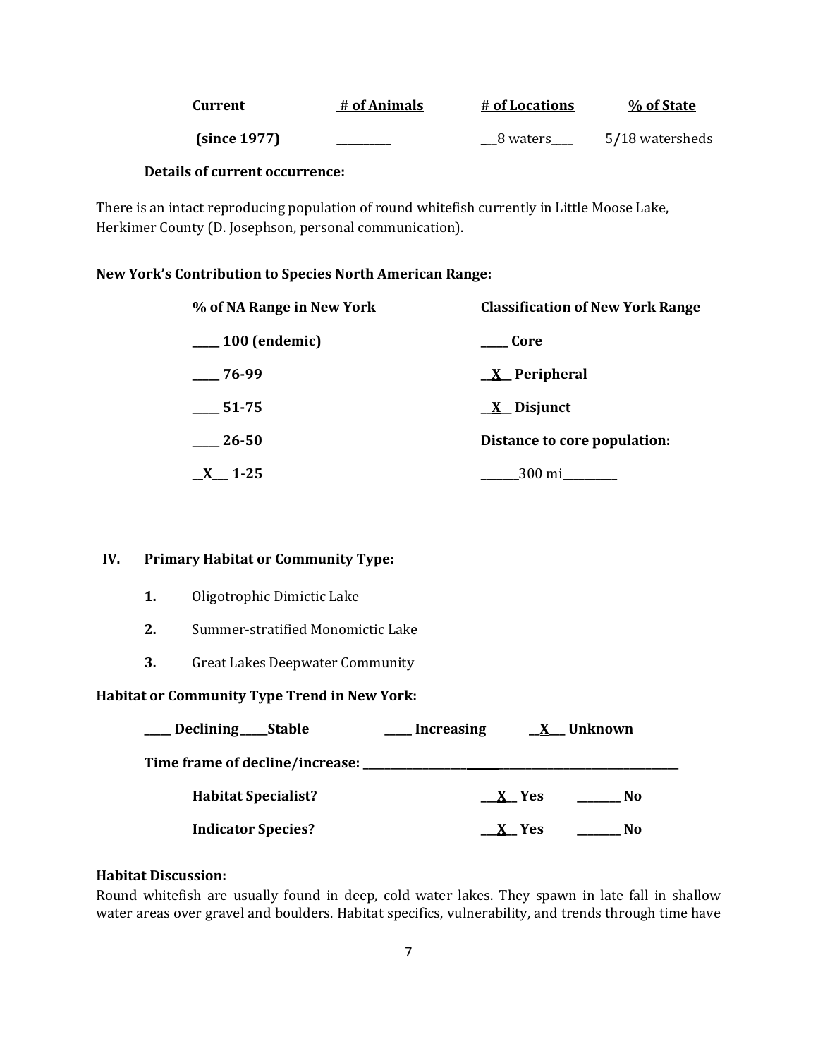| Current | # of Animals | # of Locations | % of State |
|---|---|---|---|
| (since 1977) | _________ | ___8 waters____ | 5/18 watersheds |

**Details of current occurrence:**

There is an intact reproducing population of round whitefish currently in Little Moose Lake, Herkimer County (D. Josephson, personal communication).

**New York's Contribution to Species North American Range:**

| % of NA Range in New York | Classification of New York Range |
|---|---|
| _____ 100 (endemic) | _____ Core |
| _____ 76-99 | __X__ Peripheral |
| _____ 51-75 | __X__ Disjunct |
| _____ 26-50 | Distance to core population: |
| __X___ 1-25 | _______300 mi__________ |

## IV. Primary Habitat or Community Type:

1. Oligotrophic Dimictic Lake
2. Summer-stratified Monomictic Lake
3. Great Lakes Deepwater Community

**Habitat or Community Type Trend in New York:**

_____ Declining _____ Stable _____ Increasing __X___ Unknown

**Time frame of decline/increase:** ______________________________________________

**Habitat Specialist?** ___X__ Yes ________ No

**Indicator Species?** ___X__ Yes ________ No

**Habitat Discussion:**

Round whitefish are usually found in deep, cold water lakes. They spawn in late fall in shallow water areas over gravel and boulders. Habitat specifics, vulnerability, and trends through time have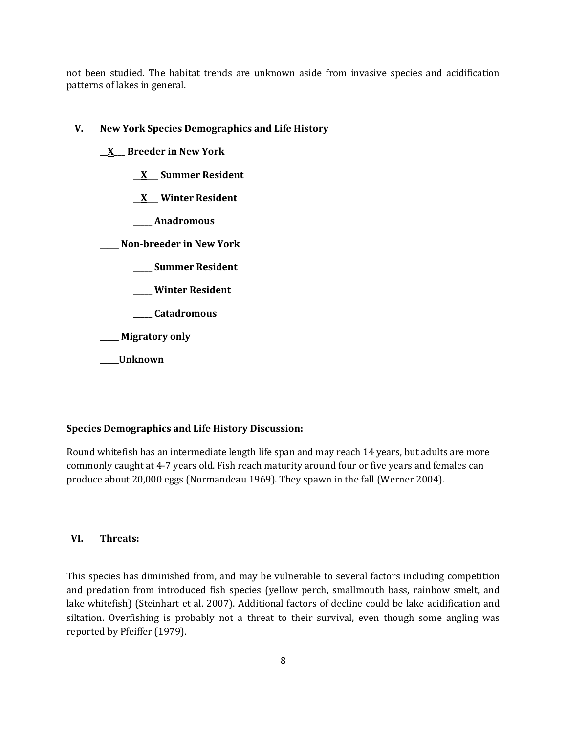not been studied. The habitat trends are unknown aside from invasive species and acidification patterns of lakes in general.

## V. New York Species Demographics and Life History

**__X___ Breeder in New York**

- **__X___ Summer Resident**
- **__X___ Winter Resident**
- **_____ Anadromous**

**_____ Non-breeder in New York**

- **_____ Summer Resident**
- **_____ Winter Resident**
- **_____ Catadromous**

**_____ Migratory only**

**_____Unknown**

**Species Demographics and Life History Discussion:**

Round whitefish has an intermediate length life span and may reach 14 years, but adults are more commonly caught at 4-7 years old. Fish reach maturity around four or five years and females can produce about 20,000 eggs (Normandeau 1969). They spawn in the fall (Werner 2004).

## VI. Threats:

This species has diminished from, and may be vulnerable to several factors including competition and predation from introduced fish species (yellow perch, smallmouth bass, rainbow smelt, and lake whitefish) (Steinhart et al. 2007). Additional factors of decline could be lake acidification and siltation. Overfishing is probably not a threat to their survival, even though some angling was reported by Pfeiffer (1979).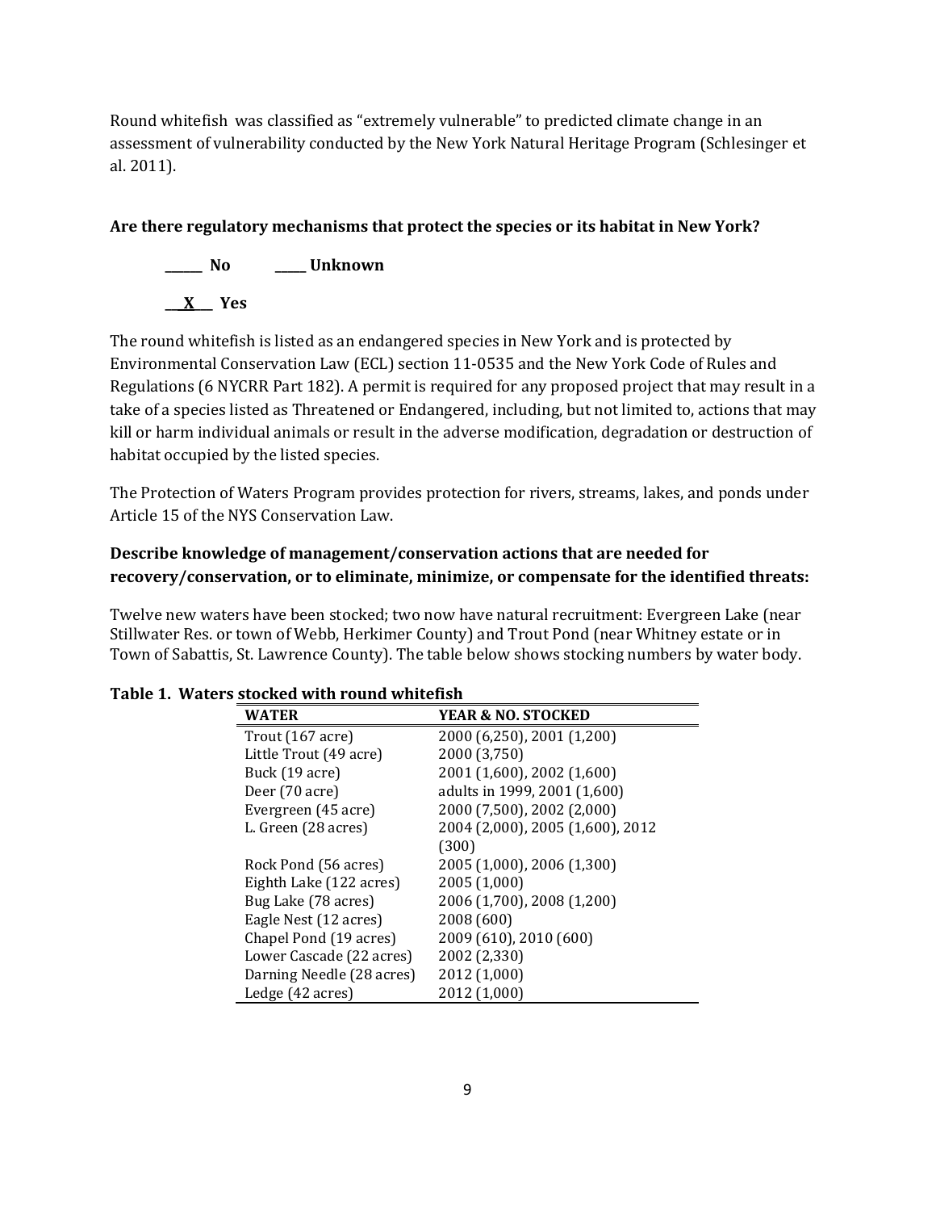Round whitefish was classified as "extremely vulnerable" to predicted climate change in an assessment of vulnerability conducted by the New York Natural Heritage Program (Schlesinger et al. 2011).

**Are there regulatory mechanisms that protect the species or its habitat in New York?**

**_______ No          ______ Unknown**

**___X___ Yes**

The round whitefish is listed as an endangered species in New York and is protected by Environmental Conservation Law (ECL) section 11-0535 and the New York Code of Rules and Regulations (6 NYCRR Part 182). A permit is required for any proposed project that may result in a take of a species listed as Threatened or Endangered, including, but not limited to, actions that may kill or harm individual animals or result in the adverse modification, degradation or destruction of habitat occupied by the listed species.

The Protection of Waters Program provides protection for rivers, streams, lakes, and ponds under Article 15 of the NYS Conservation Law.

**Describe knowledge of management/conservation actions that are needed for recovery/conservation, or to eliminate, minimize, or compensate for the identified threats:**

Twelve new waters have been stocked; two now have natural recruitment: Evergreen Lake (near Stillwater Res. or town of Webb, Herkimer County) and Trout Pond (near Whitney estate or in Town of Sabattis, St. Lawrence County). The table below shows stocking numbers by water body.

**Table 1. Waters stocked with round whitefish**

| WATER | YEAR & NO. STOCKED |
|---|---|
| Trout (167 acre) | 2000 (6,250), 2001 (1,200) |
| Little Trout (49 acre) | 2000 (3,750) |
| Buck (19 acre) | 2001 (1,600), 2002 (1,600) |
| Deer (70 acre) | adults in 1999, 2001 (1,600) |
| Evergreen (45 acre) | 2000 (7,500), 2002 (2,000) |
| L. Green (28 acres) | 2004 (2,000), 2005 (1,600), 2012 (300) |
| Rock Pond (56 acres) | 2005 (1,000), 2006 (1,300) |
| Eighth Lake (122 acres) | 2005 (1,000) |
| Bug Lake (78 acres) | 2006 (1,700), 2008 (1,200) |
| Eagle Nest (12 acres) | 2008 (600) |
| Chapel Pond (19 acres) | 2009 (610), 2010 (600) |
| Lower Cascade (22 acres) | 2002 (2,330) |
| Darning Needle (28 acres) | 2012 (1,000) |
| Ledge (42 acres) | 2012 (1,000) |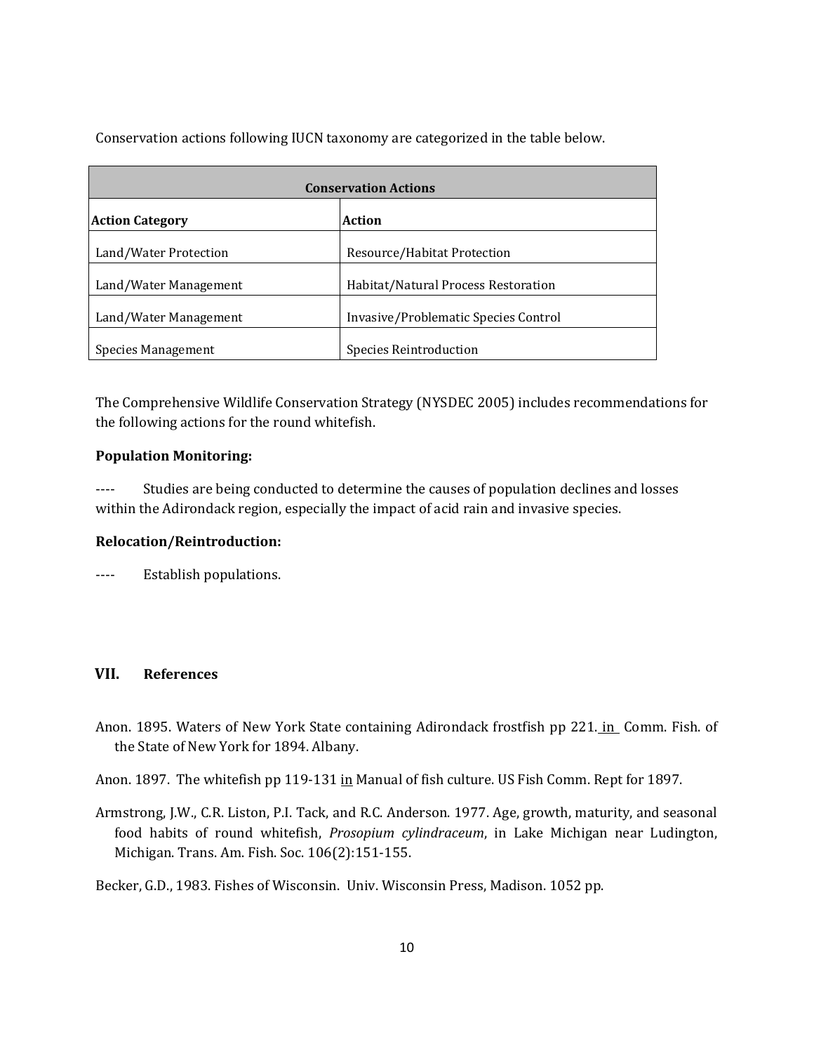Conservation actions following IUCN taxonomy are categorized in the table below.

| Conservation Actions | |
|---|---|
| **Action Category** | **Action** |
| Land/Water Protection | Resource/Habitat Protection |
| Land/Water Management | Habitat/Natural Process Restoration |
| Land/Water Management | Invasive/Problematic Species Control |
| Species Management | Species Reintroduction |

The Comprehensive Wildlife Conservation Strategy (NYSDEC 2005) includes recommendations for the following actions for the round whitefish.

**Population Monitoring:**

---- Studies are being conducted to determine the causes of population declines and losses within the Adirondack region, especially the impact of acid rain and invasive species.

**Relocation/Reintroduction:**

---- Establish populations.

## VII. References

Anon. 1895. Waters of New York State containing Adirondack frostfish pp 221. in Comm. Fish. of the State of New York for 1894. Albany.

Anon. 1897. The whitefish pp 119-131 in Manual of fish culture. US Fish Comm. Rept for 1897.

Armstrong, J.W., C.R. Liston, P.I. Tack, and R.C. Anderson. 1977. Age, growth, maturity, and seasonal food habits of round whitefish, *Prosopium cylindraceum*, in Lake Michigan near Ludington, Michigan. Trans. Am. Fish. Soc. 106(2):151-155.

Becker, G.D., 1983. Fishes of Wisconsin. Univ. Wisconsin Press, Madison. 1052 pp.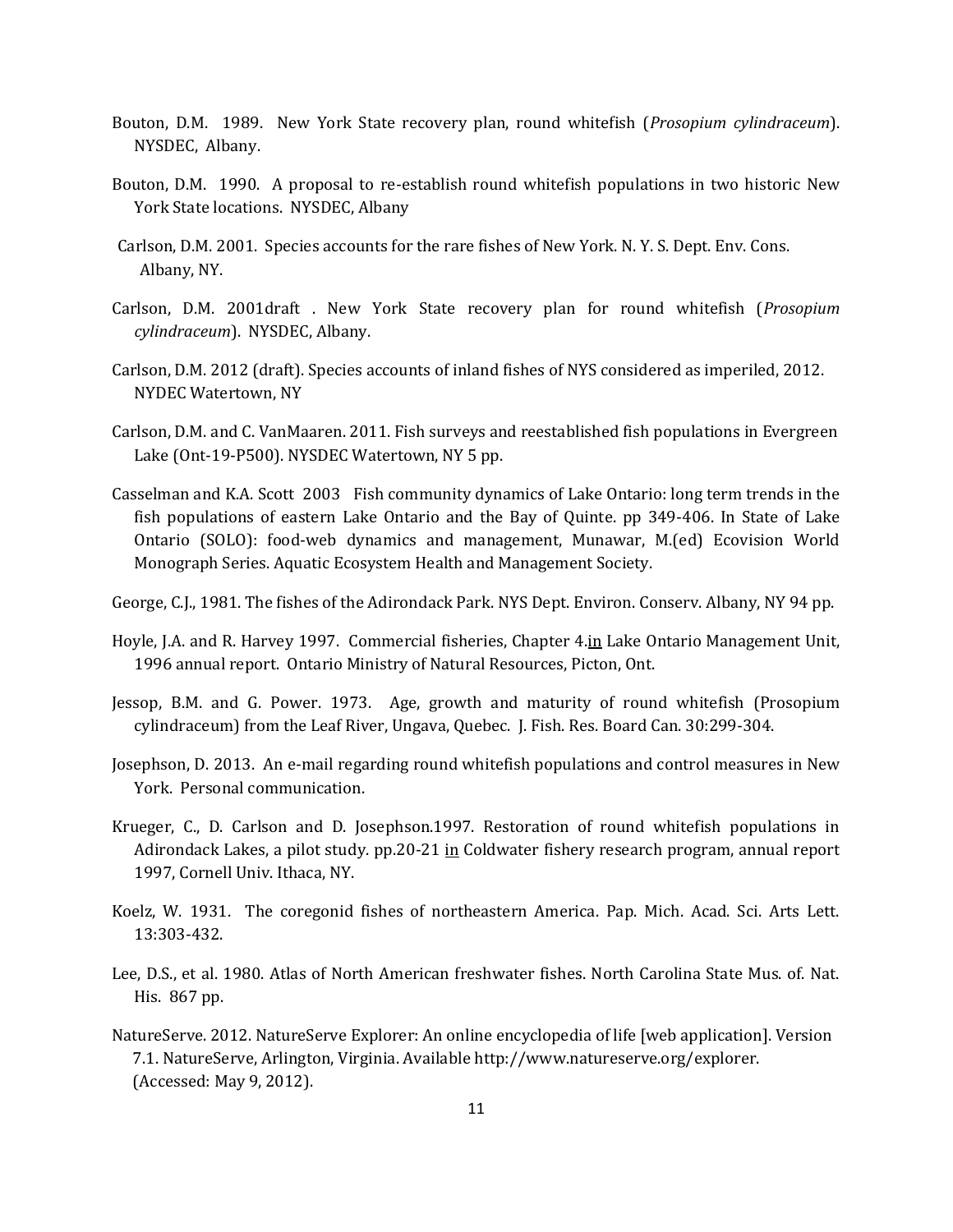Bouton, D.M. 1989. New York State recovery plan, round whitefish (*Prosopium cylindraceum*). NYSDEC, Albany.

Bouton, D.M. 1990. A proposal to re-establish round whitefish populations in two historic New York State locations. NYSDEC, Albany

Carlson, D.M. 2001. Species accounts for the rare fishes of New York. N. Y. S. Dept. Env. Cons. Albany, NY.

Carlson, D.M. 2001draft . New York State recovery plan for round whitefish (*Prosopium cylindraceum*). NYSDEC, Albany.

Carlson, D.M. 2012 (draft). Species accounts of inland fishes of NYS considered as imperiled, 2012. NYDEC Watertown, NY

Carlson, D.M. and C. VanMaaren. 2011. Fish surveys and reestablished fish populations in Evergreen Lake (Ont-19-P500). NYSDEC Watertown, NY 5 pp.

Casselman and K.A. Scott 2003 Fish community dynamics of Lake Ontario: long term trends in the fish populations of eastern Lake Ontario and the Bay of Quinte. pp 349-406. In State of Lake Ontario (SOLO): food-web dynamics and management, Munawar, M.(ed) Ecovision World Monograph Series. Aquatic Ecosystem Health and Management Society.

George, C.J., 1981. The fishes of the Adirondack Park. NYS Dept. Environ. Conserv. Albany, NY 94 pp.

Hoyle, J.A. and R. Harvey 1997. Commercial fisheries, Chapter 4.in Lake Ontario Management Unit, 1996 annual report. Ontario Ministry of Natural Resources, Picton, Ont.

Jessop, B.M. and G. Power. 1973. Age, growth and maturity of round whitefish (Prosopium cylindraceum) from the Leaf River, Ungava, Quebec. J. Fish. Res. Board Can. 30:299-304.

Josephson, D. 2013. An e-mail regarding round whitefish populations and control measures in New York. Personal communication.

Krueger, C., D. Carlson and D. Josephson.1997. Restoration of round whitefish populations in Adirondack Lakes, a pilot study. pp.20-21 in Coldwater fishery research program, annual report 1997, Cornell Univ. Ithaca, NY.

Koelz, W. 1931. The coregonid fishes of northeastern America. Pap. Mich. Acad. Sci. Arts Lett. 13:303-432.

Lee, D.S., et al. 1980. Atlas of North American freshwater fishes. North Carolina State Mus. of. Nat. His. 867 pp.

NatureServe. 2012. NatureServe Explorer: An online encyclopedia of life [web application]. Version 7.1. NatureServe, Arlington, Virginia. Available http://www.natureserve.org/explorer. (Accessed: May 9, 2012).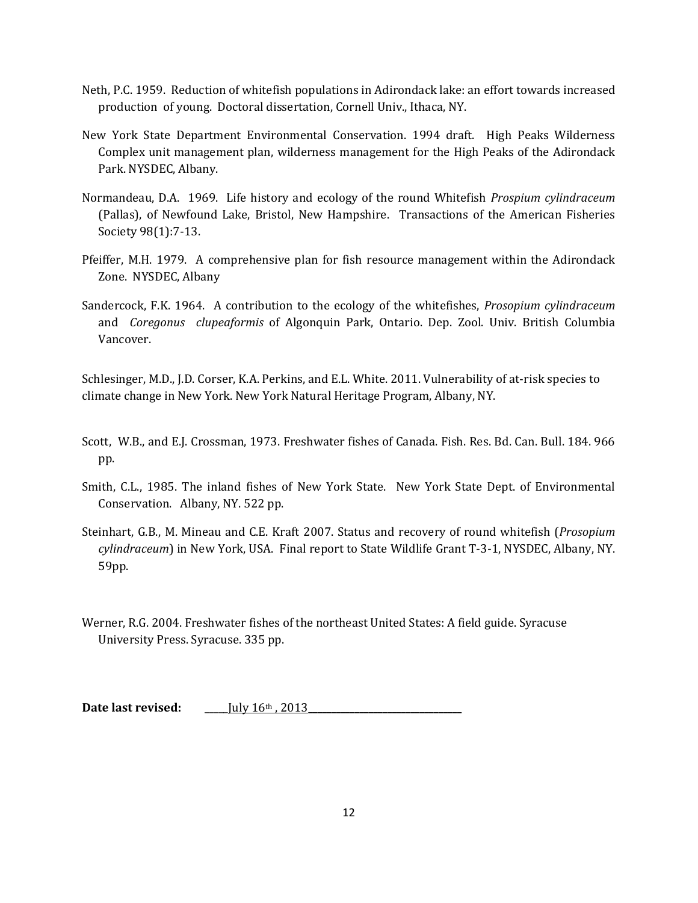Neth, P.C. 1959. Reduction of whitefish populations in Adirondack lake: an effort towards increased production of young. Doctoral dissertation, Cornell Univ., Ithaca, NY.

New York State Department Environmental Conservation. 1994 draft. High Peaks Wilderness Complex unit management plan, wilderness management for the High Peaks of the Adirondack Park. NYSDEC, Albany.

Normandeau, D.A. 1969. Life history and ecology of the round Whitefish *Prospium cylindraceum* (Pallas), of Newfound Lake, Bristol, New Hampshire. Transactions of the American Fisheries Society 98(1):7-13.

Pfeiffer, M.H. 1979. A comprehensive plan for fish resource management within the Adirondack Zone. NYSDEC, Albany

Sandercock, F.K. 1964. A contribution to the ecology of the whitefishes, *Prosopium cylindraceum* and *Coregonus clupeaformis* of Algonquin Park, Ontario. Dep. Zool. Univ. British Columbia Vancover.

Schlesinger, M.D., J.D. Corser, K.A. Perkins, and E.L. White. 2011. Vulnerability of at-risk species to climate change in New York. New York Natural Heritage Program, Albany, NY.

Scott, W.B., and E.J. Crossman, 1973. Freshwater fishes of Canada. Fish. Res. Bd. Can. Bull. 184. 966 pp.

Smith, C.L., 1985. The inland fishes of New York State. New York State Dept. of Environmental Conservation. Albany, NY. 522 pp.

Steinhart, G.B., M. Mineau and C.E. Kraft 2007. Status and recovery of round whitefish (*Prosopium cylindraceum*) in New York, USA. Final report to State Wildlife Grant T-3-1, NYSDEC, Albany, NY. 59pp.

Werner, R.G. 2004. Freshwater fishes of the northeast United States: A field guide. Syracuse University Press. Syracuse. 335 pp.

**Date last revised:** July 16th, 2013